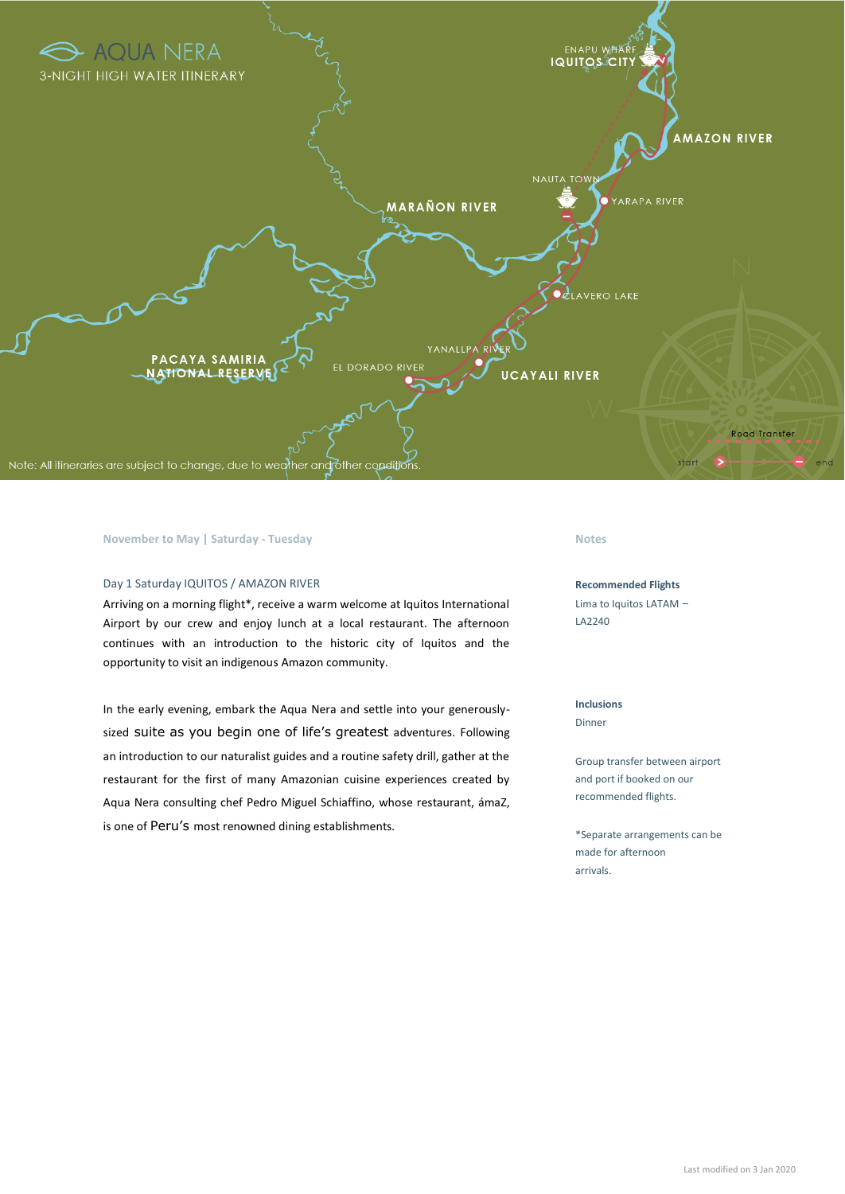# AQUA NERA

3-NIGHT HIGH WATER ITINERARY

ENAPU WHARF
IQUITOS CITY
AMAZON RIVER
NAUTA TOWN
YARAPA RIVER
MARAÑON RIVER
CLAVERO LAKE
YANALLPA RIVER
EL DORADO RIVER
UCAYALI RIVER
PACAYA SAMIRIA NATIONAL RESERVE

Road Transfer
start
end

Note: All itineraries are subject to change, due to weather and other conditions.

**November to May | Saturday - Tuesday**

## Day 1 Saturday IQUITOS / AMAZON RIVER

Arriving on a morning flight*, receive a warm welcome at Iquitos International Airport by our crew and enjoy lunch at a local restaurant. The afternoon continues with an introduction to the historic city of Iquitos and the opportunity to visit an indigenous Amazon community.

In the early evening, embark the Aqua Nera and settle into your generously-sized suite as you begin one of life's greatest adventures. Following an introduction to our naturalist guides and a routine safety drill, gather at the restaurant for the first of many Amazonian cuisine experiences created by Aqua Nera consulting chef Pedro Miguel Schiaffino, whose restaurant, ámaZ, is one of Peru's most renowned dining establishments.

### Notes

**Recommended Flights**

Lima to Iquitos LATAM – LA2240

**Inclusions**

Dinner

Group transfer between airport and port if booked on our recommended flights.

*Separate arrangements can be made for afternoon arrivals.

Last modified on 3 Jan 2020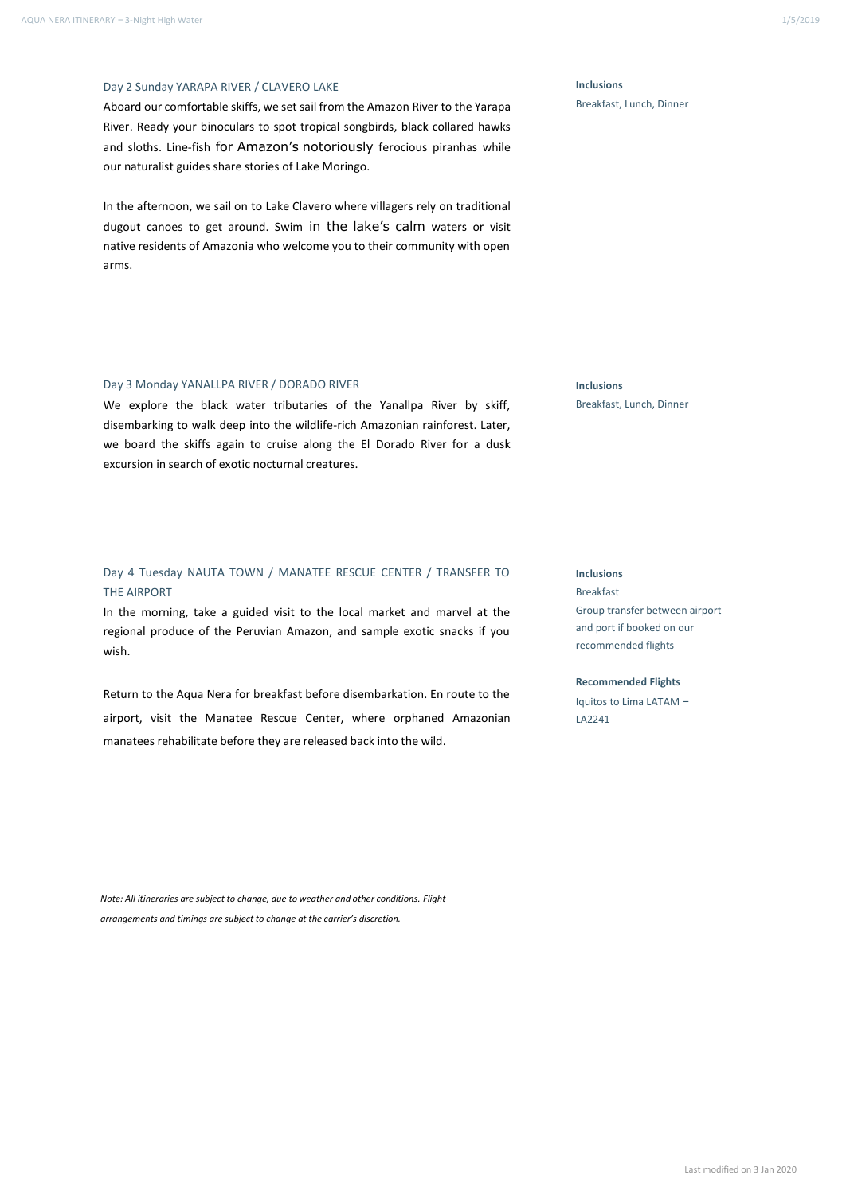## Day 2 Sunday YARAPA RIVER / CLAVERO LAKE

Aboard our comfortable skiffs, we set sail from the Amazon River to the Yarapa River. Ready your binoculars to spot tropical songbirds, black collared hawks and sloths. Line-fish for Amazon's notoriously ferocious piranhas while our naturalist guides share stories of Lake Moringo.

In the afternoon, we sail on to Lake Clavero where villagers rely on traditional dugout canoes to get around. Swim in the lake's calm waters or visit native residents of Amazonia who welcome you to their community with open arms.

**Inclusions**

Breakfast, Lunch, Dinner

## Day 3 Monday YANALLPA RIVER / DORADO RIVER

We explore the black water tributaries of the Yanallpa River by skiff, disembarking to walk deep into the wildlife-rich Amazonian rainforest. Later, we board the skiffs again to cruise along the El Dorado River for a dusk excursion in search of exotic nocturnal creatures.

**Inclusions**

Breakfast, Lunch, Dinner

## Day 4 Tuesday NAUTA TOWN / MANATEE RESCUE CENTER / TRANSFER TO THE AIRPORT

In the morning, take a guided visit to the local market and marvel at the regional produce of the Peruvian Amazon, and sample exotic snacks if you wish.

Return to the Aqua Nera for breakfast before disembarkation. En route to the airport, visit the Manatee Rescue Center, where orphaned Amazonian manatees rehabilitate before they are released back into the wild.

**Inclusions**

Breakfast

Group transfer between airport and port if booked on our recommended flights

**Recommended Flights**

Iquitos to Lima LATAM – LA2241

*Note: All itineraries are subject to change, due to weather and other conditions. Flight arrangements and timings are subject to change at the carrier's discretion.*